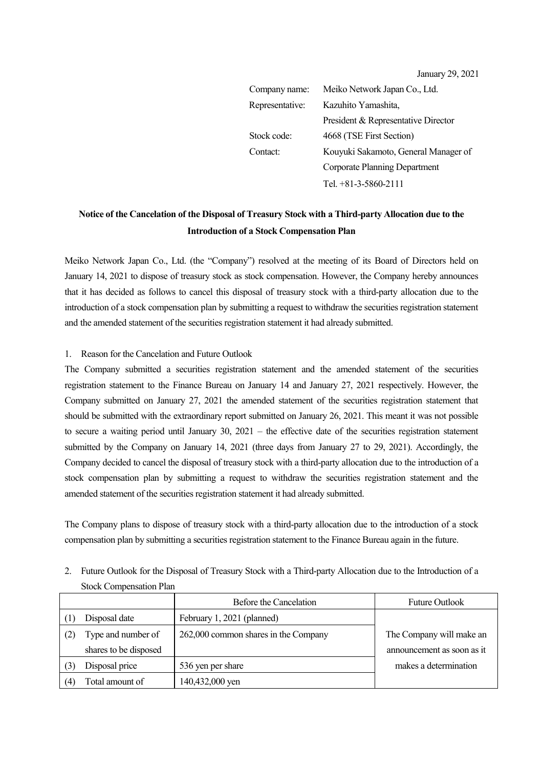January 29, 2021

| | |
|---|---|
| Company name: | Meiko Network Japan Co., Ltd. |
| Representative: | Kazuhito Yamashita, President & Representative Director |
| Stock code: | 4668 (TSE First Section) |
| Contact: | Kouyuki Sakamoto, General Manager of Corporate Planning Department |
| | Tel. +81-3-5860-2111 |

**Notice of the Cancelation of the Disposal of Treasury Stock with a Third-party Allocation due to the Introduction of a Stock Compensation Plan**

Meiko Network Japan Co., Ltd. (the "Company") resolved at the meeting of its Board of Directors held on January 14, 2021 to dispose of treasury stock as stock compensation. However, the Company hereby announces that it has decided as follows to cancel this disposal of treasury stock with a third-party allocation due to the introduction of a stock compensation plan by submitting a request to withdraw the securities registration statement and the amended statement of the securities registration statement it had already submitted.

1. Reason for the Cancelation and Future Outlook

The Company submitted a securities registration statement and the amended statement of the securities registration statement to the Finance Bureau on January 14 and January 27, 2021 respectively. However, the Company submitted on January 27, 2021 the amended statement of the securities registration statement that should be submitted with the extraordinary report submitted on January 26, 2021. This meant it was not possible to secure a waiting period until January 30, 2021 – the effective date of the securities registration statement submitted by the Company on January 14, 2021 (three days from January 27 to 29, 2021). Accordingly, the Company decided to cancel the disposal of treasury stock with a third-party allocation due to the introduction of a stock compensation plan by submitting a request to withdraw the securities registration statement and the amended statement of the securities registration statement it had already submitted.

The Company plans to dispose of treasury stock with a third-party allocation due to the introduction of a stock compensation plan by submitting a securities registration statement to the Finance Bureau again in the future.

2. Future Outlook for the Disposal of Treasury Stock with a Third-party Allocation due to the Introduction of a Stock Compensation Plan

| | Before the Cancelation | Future Outlook |
|---|---|---|
| (1) Disposal date | February 1, 2021 (planned) | The Company will make an announcement as soon as it makes a determination |
| (2) Type and number of shares to be disposed | 262,000 common shares in the Company | |
| (3) Disposal price | 536 yen per share | |
| (4) Total amount of | 140,432,000 yen | |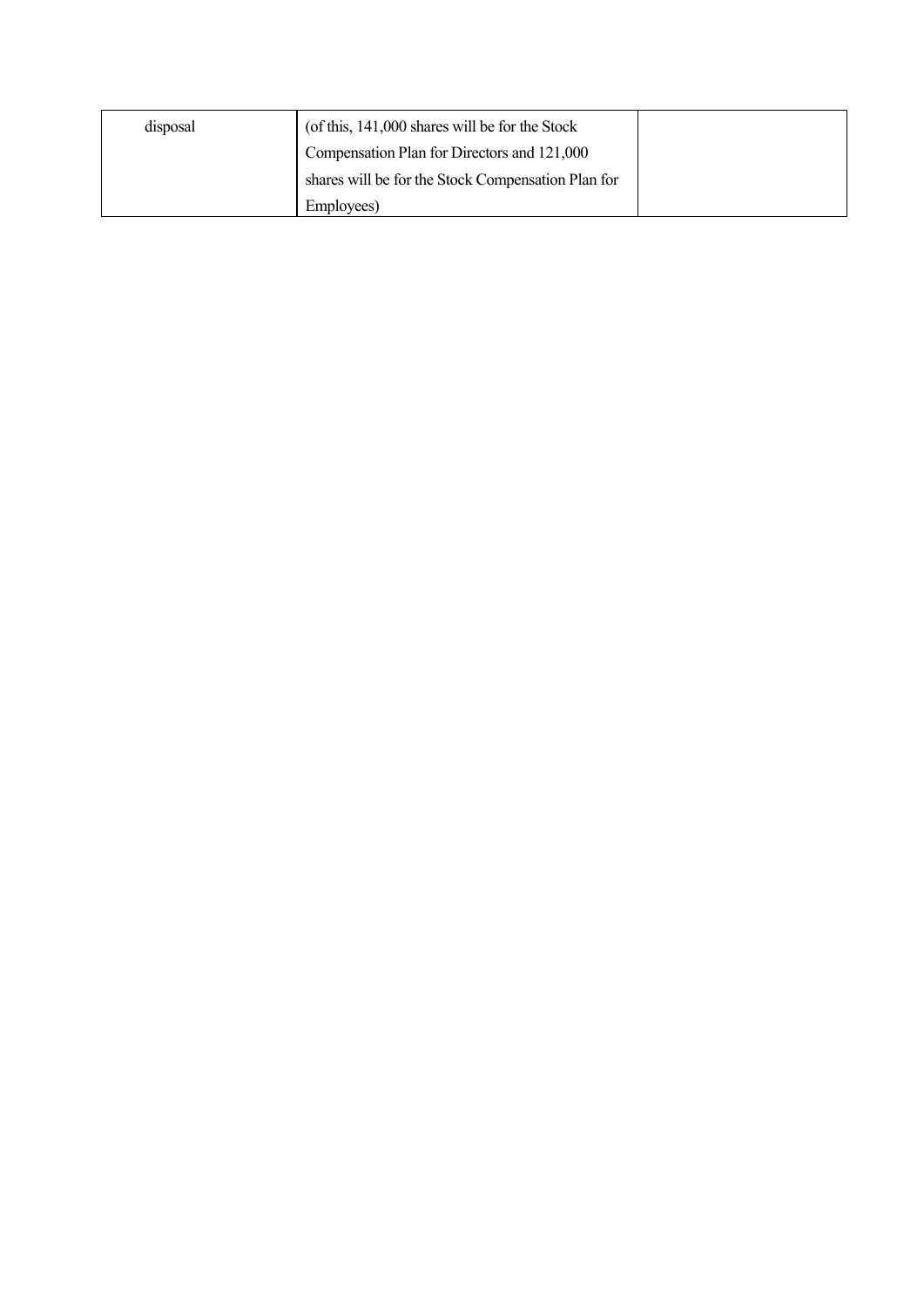| | | |
|---|---|---|
| disposal | (of this, 141,000 shares will be for the Stock Compensation Plan for Directors and 121,000 shares will be for the Stock Compensation Plan for Employees) | |